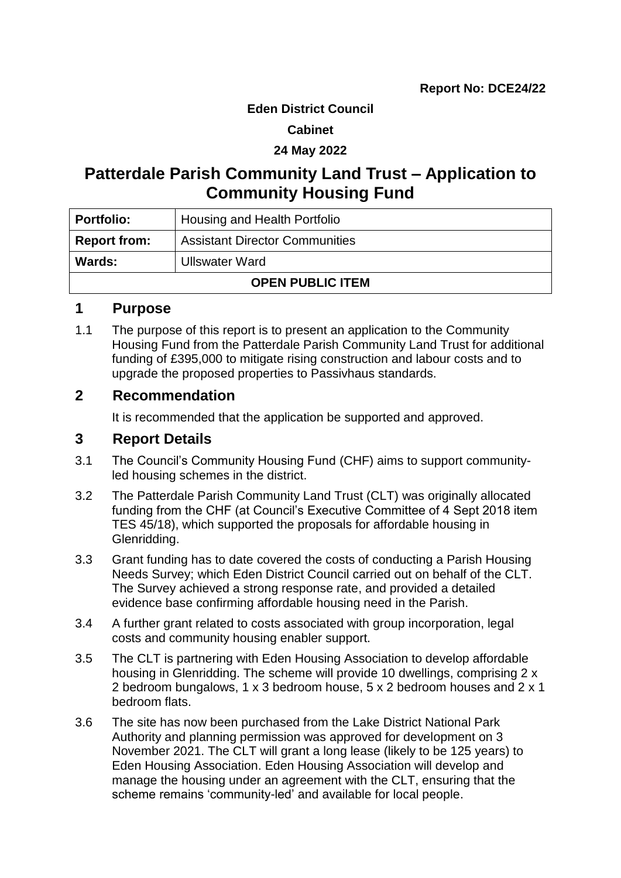**Report No: DCE24/22**

**Eden District Council**

**Cabinet**

**24 May 2022**

# Patterdale Parish Community Land Trust – Application to Community Housing Fund

| **Portfolio:** | Housing and Health Portfolio |
|---|---|
| **Report from:** | Assistant Director Communities |
| **Wards:** | Ullswater Ward |
| **OPEN PUBLIC ITEM** | |

## 1 Purpose

1.1 The purpose of this report is to present an application to the Community Housing Fund from the Patterdale Parish Community Land Trust for additional funding of £395,000 to mitigate rising construction and labour costs and to upgrade the proposed properties to Passivhaus standards.

## 2 Recommendation

It is recommended that the application be supported and approved.

## 3 Report Details

3.1 The Council's Community Housing Fund (CHF) aims to support community-led housing schemes in the district.

3.2 The Patterdale Parish Community Land Trust (CLT) was originally allocated funding from the CHF (at Council's Executive Committee of 4 Sept 2018 item TES 45/18), which supported the proposals for affordable housing in Glenridding.

3.3 Grant funding has to date covered the costs of conducting a Parish Housing Needs Survey; which Eden District Council carried out on behalf of the CLT. The Survey achieved a strong response rate, and provided a detailed evidence base confirming affordable housing need in the Parish.

3.4 A further grant related to costs associated with group incorporation, legal costs and community housing enabler support.

3.5 The CLT is partnering with Eden Housing Association to develop affordable housing in Glenridding. The scheme will provide 10 dwellings, comprising 2 x 2 bedroom bungalows, 1 x 3 bedroom house, 5 x 2 bedroom houses and 2 x 1 bedroom flats.

3.6 The site has now been purchased from the Lake District National Park Authority and planning permission was approved for development on 3 November 2021. The CLT will grant a long lease (likely to be 125 years) to Eden Housing Association. Eden Housing Association will develop and manage the housing under an agreement with the CLT, ensuring that the scheme remains 'community-led' and available for local people.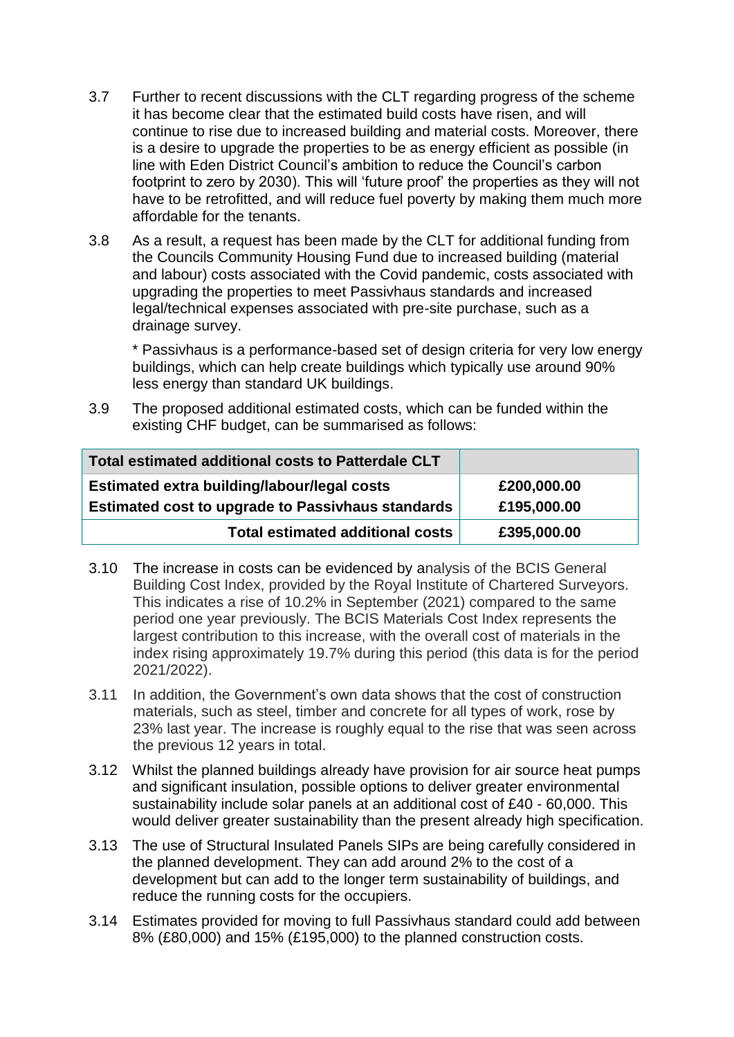3.7 Further to recent discussions with the CLT regarding progress of the scheme it has become clear that the estimated build costs have risen, and will continue to rise due to increased building and material costs. Moreover, there is a desire to upgrade the properties to be as energy efficient as possible (in line with Eden District Council's ambition to reduce the Council's carbon footprint to zero by 2030). This will 'future proof' the properties as they will not have to be retrofitted, and will reduce fuel poverty by making them much more affordable for the tenants.

3.8 As a result, a request has been made by the CLT for additional funding from the Councils Community Housing Fund due to increased building (material and labour) costs associated with the Covid pandemic, costs associated with upgrading the properties to meet Passivhaus standards and increased legal/technical expenses associated with pre-site purchase, such as a drainage survey.

\* Passivhaus is a performance-based set of design criteria for very low energy buildings, which can help create buildings which typically use around 90% less energy than standard UK buildings.

3.9 The proposed additional estimated costs, which can be funded within the existing CHF budget, can be summarised as follows:

| **Total estimated additional costs to Patterdale CLT** | |
|---|---|
| **Estimated extra building/labour/legal costs** | **£200,000.00** |
| **Estimated cost to upgrade to Passivhaus standards** | **£195,000.00** |
| **Total estimated additional costs** | **£395,000.00** |

3.10 The increase in costs can be evidenced by analysis of the BCIS General Building Cost Index, provided by the Royal Institute of Chartered Surveyors. This indicates a rise of 10.2% in September (2021) compared to the same period one year previously. The BCIS Materials Cost Index represents the largest contribution to this increase, with the overall cost of materials in the index rising approximately 19.7% during this period (this data is for the period 2021/2022).

3.11 In addition, the Government's own data shows that the cost of construction materials, such as steel, timber and concrete for all types of work, rose by 23% last year. The increase is roughly equal to the rise that was seen across the previous 12 years in total.

3.12 Whilst the planned buildings already have provision for air source heat pumps and significant insulation, possible options to deliver greater environmental sustainability include solar panels at an additional cost of £40 - 60,000. This would deliver greater sustainability than the present already high specification.

3.13 The use of Structural Insulated Panels SIPs are being carefully considered in the planned development. They can add around 2% to the cost of a development but can add to the longer term sustainability of buildings, and reduce the running costs for the occupiers.

3.14 Estimates provided for moving to full Passivhaus standard could add between 8% (£80,000) and 15% (£195,000) to the planned construction costs.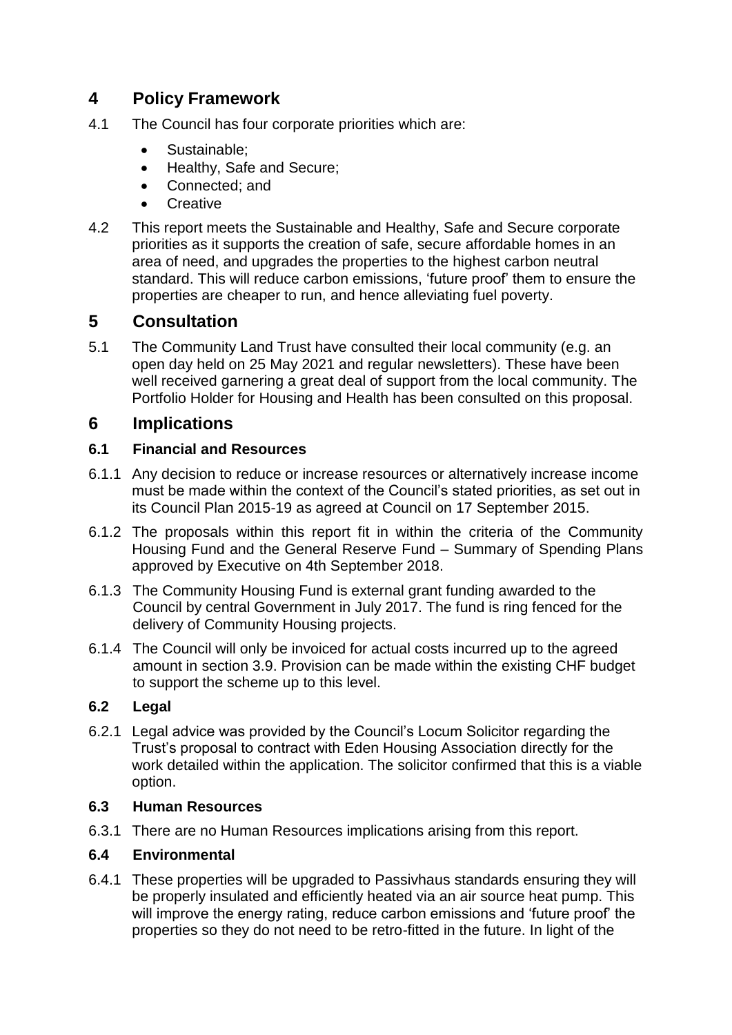## 4 Policy Framework

4.1 The Council has four corporate priorities which are:

- Sustainable;
- Healthy, Safe and Secure;
- Connected; and
- Creative

4.2 This report meets the Sustainable and Healthy, Safe and Secure corporate priorities as it supports the creation of safe, secure affordable homes in an area of need, and upgrades the properties to the highest carbon neutral standard. This will reduce carbon emissions, 'future proof' them to ensure the properties are cheaper to run, and hence alleviating fuel poverty.

## 5 Consultation

5.1 The Community Land Trust have consulted their local community (e.g. an open day held on 25 May 2021 and regular newsletters). These have been well received garnering a great deal of support from the local community. The Portfolio Holder for Housing and Health has been consulted on this proposal.

## 6 Implications

### 6.1 Financial and Resources

6.1.1 Any decision to reduce or increase resources or alternatively increase income must be made within the context of the Council's stated priorities, as set out in its Council Plan 2015-19 as agreed at Council on 17 September 2015.

6.1.2 The proposals within this report fit in within the criteria of the Community Housing Fund and the General Reserve Fund – Summary of Spending Plans approved by Executive on 4th September 2018.

6.1.3 The Community Housing Fund is external grant funding awarded to the Council by central Government in July 2017. The fund is ring fenced for the delivery of Community Housing projects.

6.1.4 The Council will only be invoiced for actual costs incurred up to the agreed amount in section 3.9. Provision can be made within the existing CHF budget to support the scheme up to this level.

### 6.2 Legal

6.2.1 Legal advice was provided by the Council's Locum Solicitor regarding the Trust's proposal to contract with Eden Housing Association directly for the work detailed within the application. The solicitor confirmed that this is a viable option.

### 6.3 Human Resources

6.3.1 There are no Human Resources implications arising from this report.

### 6.4 Environmental

6.4.1 These properties will be upgraded to Passivhaus standards ensuring they will be properly insulated and efficiently heated via an air source heat pump. This will improve the energy rating, reduce carbon emissions and 'future proof' the properties so they do not need to be retro-fitted in the future. In light of the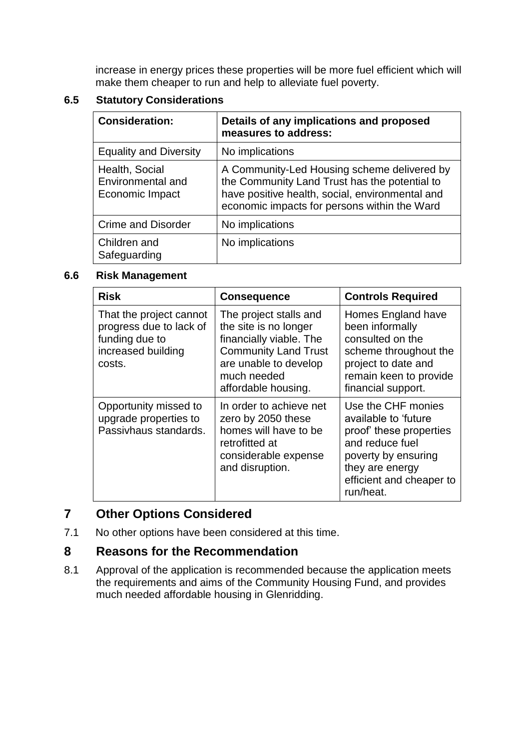increase in energy prices these properties will be more fuel efficient which will make them cheaper to run and help to alleviate fuel poverty.

### 6.5 Statutory Considerations

| Consideration: | Details of any implications and proposed measures to address: |
|---|---|
| Equality and Diversity | No implications |
| Health, Social Environmental and Economic Impact | A Community-Led Housing scheme delivered by the Community Land Trust has the potential to have positive health, social, environmental and economic impacts for persons within the Ward |
| Crime and Disorder | No implications |
| Children and Safeguarding | No implications |

### 6.6 Risk Management

| Risk | Consequence | Controls Required |
|---|---|---|
| That the project cannot progress due to lack of funding due to increased building costs. | The project stalls and the site is no longer financially viable. The Community Land Trust are unable to develop much needed affordable housing. | Homes England have been informally consulted on the scheme throughout the project to date and remain keen to provide financial support. |
| Opportunity missed to upgrade properties to Passivhaus standards. | In order to achieve net zero by 2050 these homes will have to be retrofitted at considerable expense and disruption. | Use the CHF monies available to 'future proof' these properties and reduce fuel poverty by ensuring they are energy efficient and cheaper to run/heat. |

## 7 Other Options Considered

7.1 No other options have been considered at this time.

## 8 Reasons for the Recommendation

8.1 Approval of the application is recommended because the application meets the requirements and aims of the Community Housing Fund, and provides much needed affordable housing in Glenridding.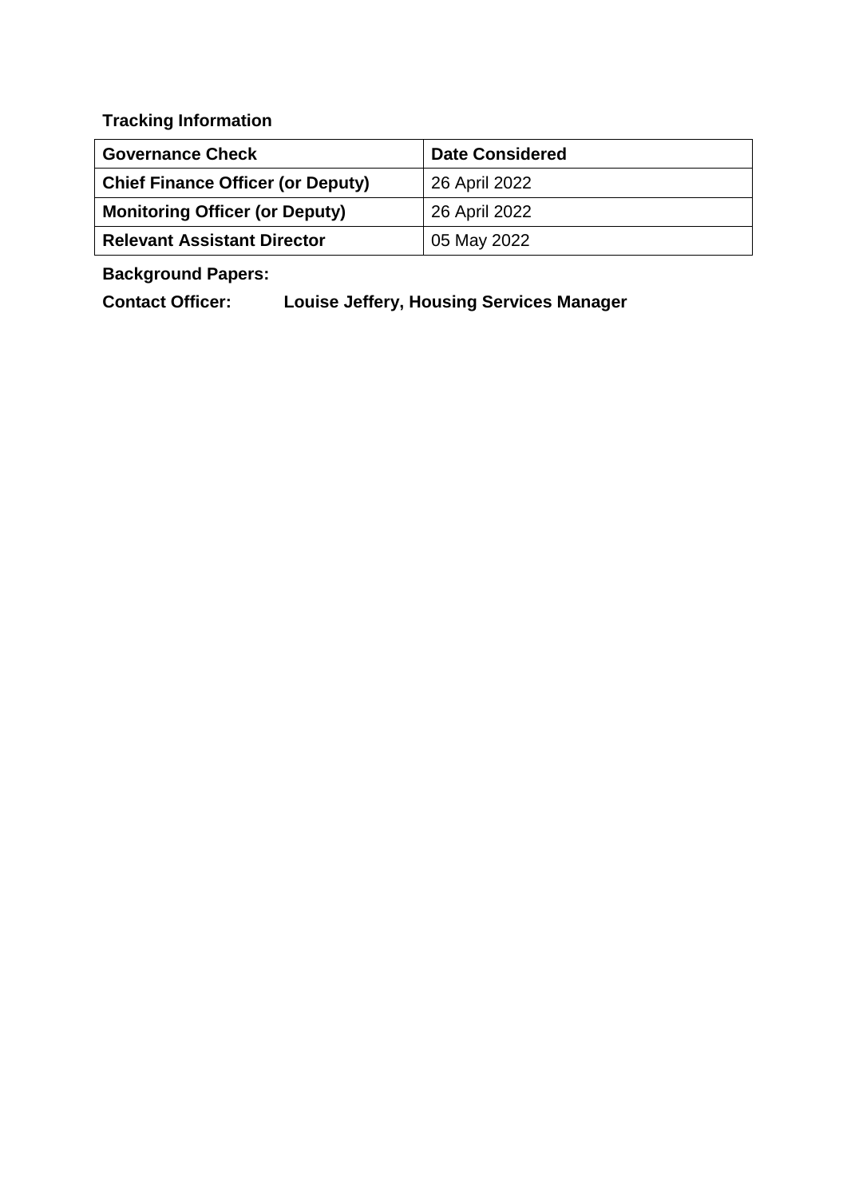**Tracking Information**

| Governance Check | Date Considered |
|---|---|
| **Chief Finance Officer (or Deputy)** | 26 April 2022 |
| **Monitoring Officer (or Deputy)** | 26 April 2022 |
| **Relevant Assistant Director** | 05 May 2022 |

**Background Papers:**

**Contact Officer:** **Louise Jeffery, Housing Services Manager**